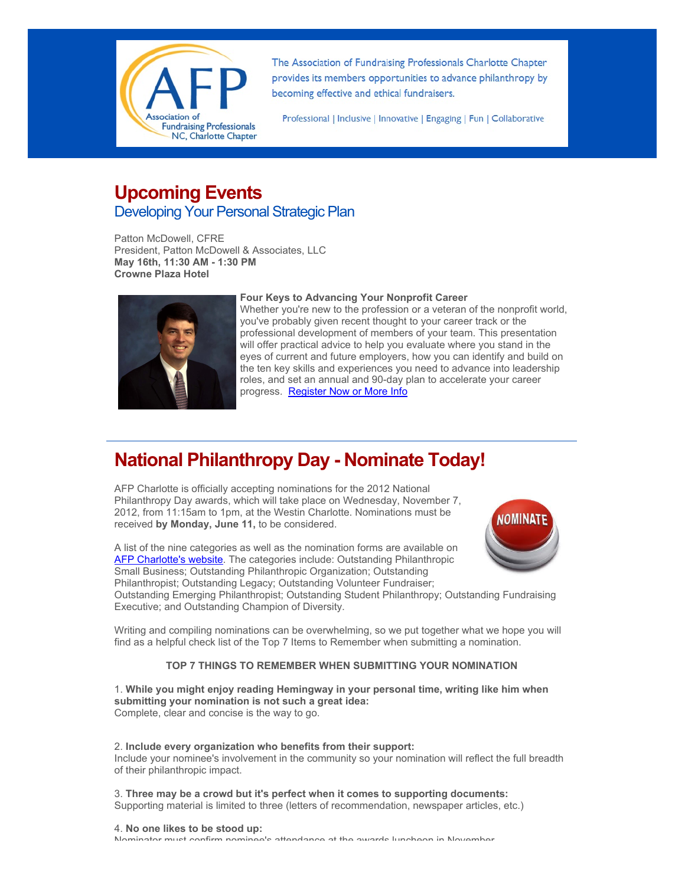The Association of Fundraising Professionals Charlotte Chapter provides its members opportunities to advance philanthropy by becoming effective and ethical fundraisers.

Professional | Inclusive | Innovative | Engaging | Fun | Collaborative

# Upcoming Events

## Developing Your Personal Strategic Plan

Patton McDowell, CFRE
President, Patton McDowell & Associates, LLC
**May 16th, 11:30 AM - 1:30 PM**
**Crowne Plaza Hotel**

**Four Keys to Advancing Your Nonprofit Career**
Whether you're new to the profession or a veteran of the nonprofit world, you've probably given recent thought to your career track or the professional development of members of your team. This presentation will offer practical advice to help you evaluate where you stand in the eyes of current and future employers, how you can identify and build on the ten key skills and experiences you need to advance into leadership roles, and set an annual and 90-day plan to accelerate your career progress. Register Now or More Info

---

# National Philanthropy Day - Nominate Today!

AFP Charlotte is officially accepting nominations for the 2012 National Philanthropy Day awards, which will take place on Wednesday, November 7, 2012, from 11:15am to 1pm, at the Westin Charlotte. Nominations must be received **by Monday, June 11,** to be considered.

A list of the nine categories as well as the nomination forms are available on AFP Charlotte's website. The categories include: Outstanding Philanthropic Small Business; Outstanding Philanthropic Organization; Outstanding Philanthropist; Outstanding Legacy; Outstanding Volunteer Fundraiser; Outstanding Emerging Philanthropist; Outstanding Student Philanthropy; Outstanding Fundraising Executive; and Outstanding Champion of Diversity.

Writing and compiling nominations can be overwhelming, so we put together what we hope you will find as a helpful check list of the Top 7 Items to Remember when submitting a nomination.

**TOP 7 THINGS TO REMEMBER WHEN SUBMITTING YOUR NOMINATION**

1. **While you might enjoy reading Hemingway in your personal time, writing like him when submitting your nomination is not such a great idea:**
Complete, clear and concise is the way to go.

2. **Include every organization who benefits from their support:**
Include your nominee's involvement in the community so your nomination will reflect the full breadth of their philanthropic impact.

3. **Three may be a crowd but it's perfect when it comes to supporting documents:**
Supporting material is limited to three (letters of recommendation, newspaper articles, etc.)

4. **No one likes to be stood up:**
Nominator must confirm nominee's attendance at the awards luncheon in November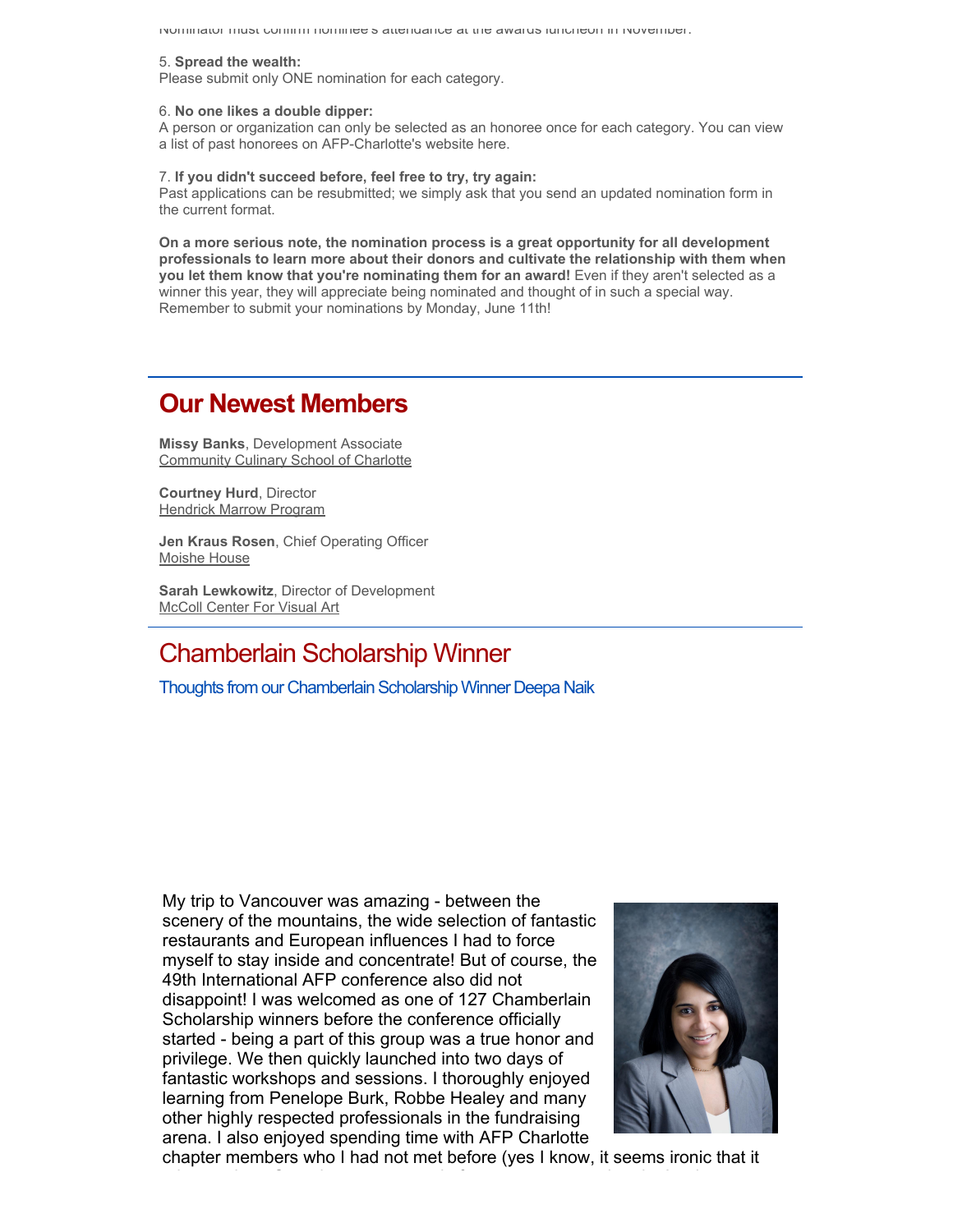Nominator must confirm nominee's attendance at the awards luncheon in November.

5. **Spread the wealth:**
Please submit only ONE nomination for each category.

6. **No one likes a double dipper:**
A person or organization can only be selected as an honoree once for each category. You can view a list of past honorees on AFP-Charlotte's website here.

7. **If you didn't succeed before, feel free to try, try again:**
Past applications can be resubmitted; we simply ask that you send an updated nomination form in the current format.

**On a more serious note, the nomination process is a great opportunity for all development professionals to learn more about their donors and cultivate the relationship with them when you let them know that you're nominating them for an award!** Even if they aren't selected as a winner this year, they will appreciate being nominated and thought of in such a special way. Remember to submit your nominations by Monday, June 11th!

## Our Newest Members

**Missy Banks**, Development Associate
Community Culinary School of Charlotte

**Courtney Hurd**, Director
Hendrick Marrow Program

**Jen Kraus Rosen**, Chief Operating Officer
Moishe House

**Sarah Lewkowitz**, Director of Development
McColl Center For Visual Art

## Chamberlain Scholarship Winner

### Thoughts from our Chamberlain Scholarship Winner Deepa Naik

My trip to Vancouver was amazing - between the scenery of the mountains, the wide selection of fantastic restaurants and European influences I had to force myself to stay inside and concentrate! But of course, the 49th International AFP conference also did not disappoint! I was welcomed as one of 127 Chamberlain Scholarship winners before the conference officially started - being a part of this group was a true honor and privilege. We then quickly launched into two days of fantastic workshops and sessions. I thoroughly enjoyed learning from Penelope Burk, Robbe Healey and many other highly respected professionals in the fundraising arena. I also enjoyed spending time with AFP Charlotte chapter members who I had not met before (yes I know, it seems ironic that it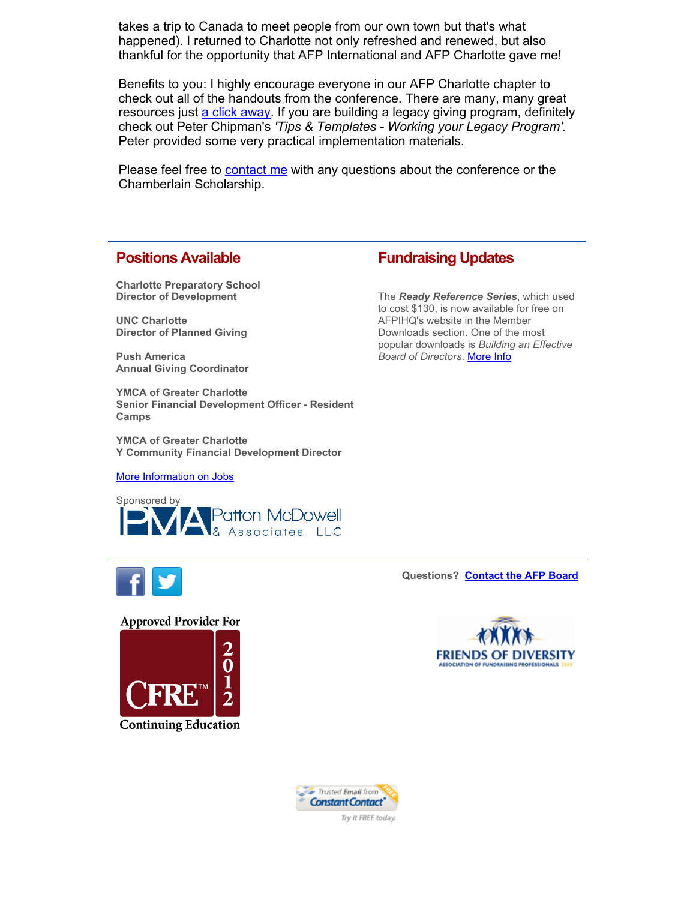takes a trip to Canada to meet people from our own town but that's what happened). I returned to Charlotte not only refreshed and renewed, but also thankful for the opportunity that AFP International and AFP Charlotte gave me!

Benefits to you: I highly encourage everyone in our AFP Charlotte chapter to check out all of the handouts from the conference. There are many, many great resources just a click away. If you are building a legacy giving program, definitely check out Peter Chipman's *'Tips & Templates - Working your Legacy Program'.* Peter provided some very practical implementation materials.

Please feel free to contact me with any questions about the conference or the Chamberlain Scholarship.

## Positions Available

**Charlotte Preparatory School**
**Director of Development**

**UNC Charlotte**
**Director of Planned Giving**

**Push America**
**Annual Giving Coordinator**

**YMCA of Greater Charlotte**
**Senior Financial Development Officer - Resident Camps**

**YMCA of Greater Charlotte**
**Y Community Financial Development Director**

More Information on Jobs

Sponsored by

PMA Patton McDowell & Associates, LLC

## Fundraising Updates

The ***Ready Reference Series***, which used to cost $130, is now available for free on AFPIHQ's website in the Member Downloads section. One of the most popular downloads is *Building an Effective Board of Directors*. More Info

**Questions? Contact the AFP Board**

Approved Provider For CFRE™ 2012 Continuing Education

FRIENDS OF DIVERSITY
ASSOCIATION OF FUNDRAISING PROFESSIONALS

Trusted Email from Constant Contact®
Try it FREE today.